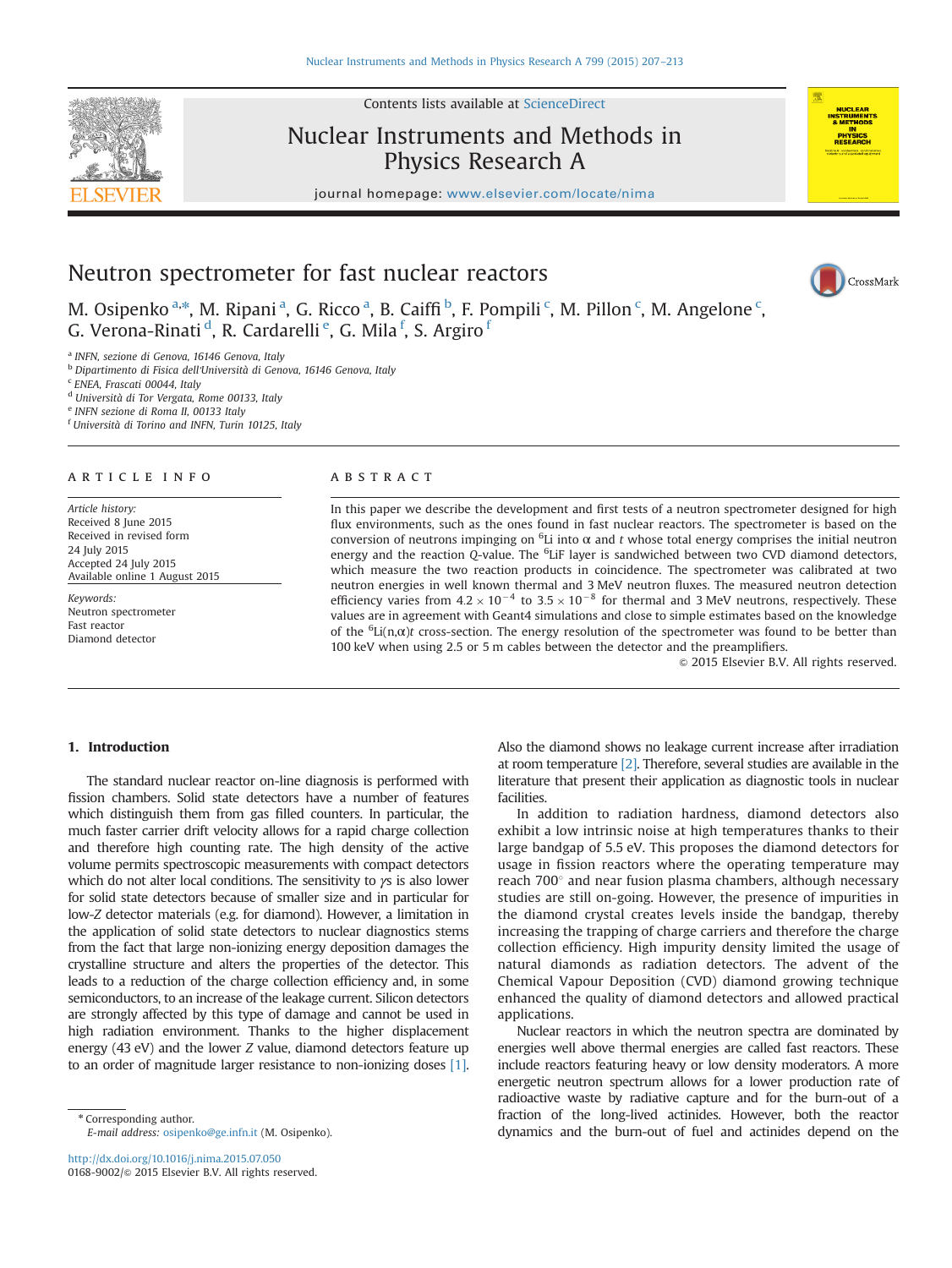# Neutron spectrometer for fast nuclear reactors

M. Osipenko [a,*], M. Ripani [a], G. Ricco [a], B. Caiffi [b], F. Pompili [c], M. Pillon [c], M. Angelone [c], G. Verona-Rinati [d], R. Cardarelli [e], G. Mila [f], S. Argiro [f]

[a] INFN, sezione di Genova, 16146 Genova, Italy
[b] Dipartimento di Fisica dell'Università di Genova, 16146 Genova, Italy
[c] ENEA, Frascati 00044, Italy
[d] Università di Tor Vergata, Rome 00133, Italy
[e] INFN sezione di Roma II, 00133 Italy
[f] Università di Torino and INFN, Turin 10125, Italy

## ARTICLE INFO

*Article history:*
Received 8 June 2015
Received in revised form
24 July 2015
Accepted 24 July 2015
Available online 1 August 2015

*Keywords:*
Neutron spectrometer
Fast reactor
Diamond detector

## ABSTRACT

In this paper we describe the development and first tests of a neutron spectrometer designed for high flux environments, such as the ones found in fast nuclear reactors. The spectrometer is based on the conversion of neutrons impinging on $^6$Li into $\alpha$ and $t$ whose total energy comprises the initial neutron energy and the reaction $Q$-value. The $^6$LiF layer is sandwiched between two CVD diamond detectors, which measure the two reaction products in coincidence. The spectrometer was calibrated at two neutron energies in well known thermal and 3 MeV neutron fluxes. The measured neutron detection efficiency varies from $4.2\times10^{-4}$ to $3.5\times10^{-8}$ for thermal and 3 MeV neutrons, respectively. These values are in agreement with Geant4 simulations and close to simple estimates based on the knowledge of the $^6$Li(n,$\alpha$)$t$ cross-section. The energy resolution of the spectrometer was found to be better than 100 keV when using 2.5 or 5 m cables between the detector and the preamplifiers.

© 2015 Elsevier B.V. All rights reserved.

## 1. Introduction

The standard nuclear reactor on-line diagnosis is performed with fission chambers. Solid state detectors have a number of features which distinguish them from gas filled counters. In particular, the much faster carrier drift velocity allows for a rapid charge collection and therefore high counting rate. The high density of the active volume permits spectroscopic measurements with compact detectors which do not alter local conditions. The sensitivity to $\gamma$s is also lower for solid state detectors because of smaller size and in particular for low-$Z$ detector materials (e.g. for diamond). However, a limitation in the application of solid state detectors to nuclear diagnostics stems from the fact that large non-ionizing energy deposition damages the crystalline structure and alters the properties of the detector. This leads to a reduction of the charge collection efficiency and, in some semiconductors, to an increase of the leakage current. Silicon detectors are strongly affected by this type of damage and cannot be used in high radiation environment. Thanks to the higher displacement energy (43 eV) and the lower $Z$ value, diamond detectors feature up to an order of magnitude larger resistance to non-ionizing doses [1]. Also the diamond shows no leakage current increase after irradiation at room temperature [2]. Therefore, several studies are available in the literature that present their application as diagnostic tools in nuclear facilities.

In addition to radiation hardness, diamond detectors also exhibit a low intrinsic noise at high temperatures thanks to their large bandgap of 5.5 eV. This proposes the diamond detectors for usage in fission reactors where the operating temperature may reach 700° and near fusion plasma chambers, although necessary studies are still on-going. However, the presence of impurities in the diamond crystal creates levels inside the bandgap, thereby increasing the trapping of charge carriers and therefore the charge collection efficiency. High impurity density limited the usage of natural diamonds as radiation detectors. The advent of the Chemical Vapour Deposition (CVD) diamond growing technique enhanced the quality of diamond detectors and allowed practical applications.

Nuclear reactors in which the neutron spectra are dominated by energies well above thermal energies are called fast reactors. These include reactors featuring heavy or low density moderators. A more energetic neutron spectrum allows for a lower production rate of radioactive waste by radiative capture and for the burn-out of a fraction of the long-lived actinides. However, both the reactor dynamics and the burn-out of fuel and actinides depend on the

* Corresponding author.
*E-mail address:* osipenko@ge.infn.it (M. Osipenko).

http://dx.doi.org/10.1016/j.nima.2015.07.050
0168-9002/© 2015 Elsevier B.V. All rights reserved.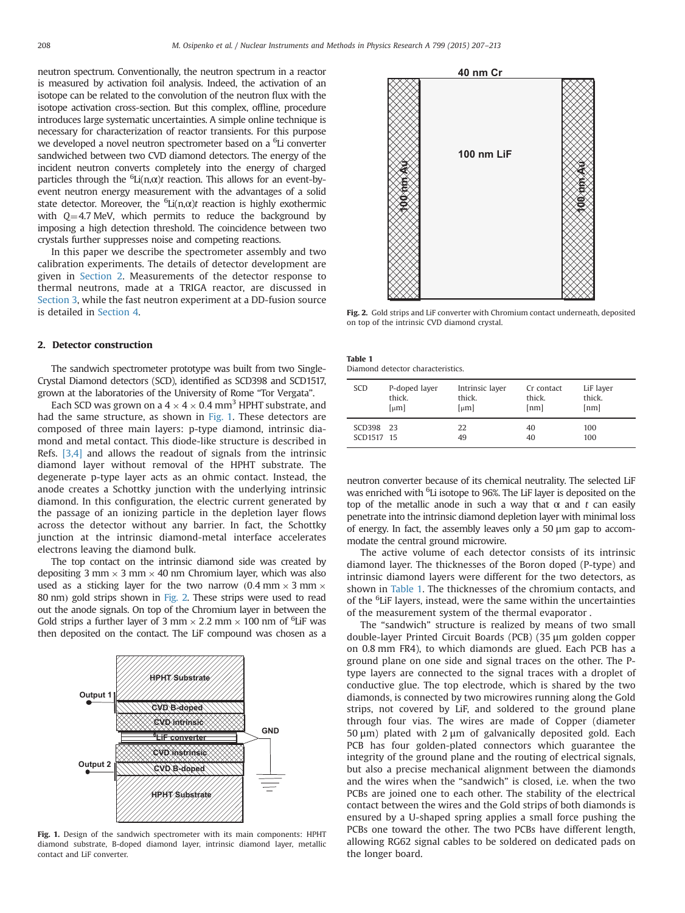neutron spectrum. Conventionally, the neutron spectrum in a reactor is measured by activation foil analysis. Indeed, the activation of an isotope can be related to the convolution of the neutron flux with the isotope activation cross-section. But this complex, offline, procedure introduces large systematic uncertainties. A simple online technique is necessary for characterization of reactor transients. For this purpose we developed a novel neutron spectrometer based on a $^{6}$Li converter sandwiched between two CVD diamond detectors. The energy of the incident neutron converts completely into the energy of charged particles through the $^{6}$Li(n,α)$t$ reaction. This allows for an event-by-event neutron energy measurement with the advantages of a solid state detector. Moreover, the $^{6}$Li(n,α)$t$ reaction is highly exothermic with $Q = 4.7$ MeV, which permits to reduce the background by imposing a high detection threshold. The coincidence between two crystals further suppresses noise and competing reactions.

In this paper we describe the spectrometer assembly and two calibration experiments. The details of detector development are given in Section 2. Measurements of the detector response to thermal neutrons, made at a TRIGA reactor, are discussed in Section 3, while the fast neutron experiment at a DD-fusion source is detailed in Section 4.

## 2. Detector construction

The sandwich spectrometer prototype was built from two Single-Crystal Diamond detectors (SCD), identified as SCD398 and SCD1517, grown at the laboratories of the University of Rome "Tor Vergata".

Each SCD was grown on a $4 \times 4 \times 0.4$ mm$^3$ HPHT substrate, and had the same structure, as shown in Fig. 1. These detectors are composed of three main layers: p-type diamond, intrinsic diamond and metal contact. This diode-like structure is described in Refs. [3,4] and allows the readout of signals from the intrinsic diamond layer without removal of the HPHT substrate. The degenerate p-type layer acts as an ohmic contact. Instead, the anode creates a Schottky junction with the underlying intrinsic diamond. In this configuration, the electric current generated by the passage of an ionizing particle in the depletion layer flows across the detector without any barrier. In fact, the Schottky junction at the intrinsic diamond-metal interface accelerates electrons leaving the diamond bulk.

The top contact on the intrinsic diamond side was created by depositing 3 mm × 3 mm × 40 nm Chromium layer, which was also used as a sticking layer for the two narrow (0.4 mm × 3 mm × 80 nm) gold strips shown in Fig. 2. These strips were used to read out the anode signals. On top of the Chromium layer in between the Gold strips a further layer of 3 mm × 2.2 mm × 100 nm of $^{6}$LiF was then deposited on the contact. The LiF compound was chosen as a neutron converter because of its chemical neutrality. The selected LiF was enriched with $^{6}$Li isotope to 96%. The LiF layer is deposited on the top of the metallic anode in such a way that α and $t$ can easily penetrate into the intrinsic diamond depletion layer with minimal loss of energy. In fact, the assembly leaves only a 50 μm gap to accommodate the central ground microwire.

Fig. 1. Design of the sandwich spectrometer with its main components: HPHT diamond substrate, B-doped diamond layer, intrinsic diamond layer, metallic contact and LiF converter.

Fig. 2. Gold strips and LiF converter with Chromium contact underneath, deposited on top of the intrinsic CVD diamond crystal.

**Table 1**
Diamond detector characteristics.

| SCD | P-doped layer thick. [μm] | Intrinsic layer thick. [μm] | Cr contact thick. [nm] | LiF layer thick. [nm] |
|---|---|---|---|---|
| SCD398 | 23 | 22 | 40 | 100 |
| SCD1517 | 15 | 49 | 40 | 100 |

The active volume of each detector consists of its intrinsic diamond layer. The thicknesses of the Boron doped (P-type) and intrinsic diamond layers were different for the two detectors, as shown in Table 1. The thicknesses of the chromium contacts, and of the $^{6}$LiF layers, instead, were the same within the uncertainties of the measurement system of the thermal evaporator .

The "sandwich" structure is realized by means of two small double-layer Printed Circuit Boards (PCB) (35 μm golden copper on 0.8 mm FR4), to which diamonds are glued. Each PCB has a ground plane on one side and signal traces on the other. The P-type layers are connected to the signal traces with a droplet of conductive glue. The top electrode, which is shared by the two diamonds, is connected by two microwires running along the Gold strips, not covered by LiF, and soldered to the ground plane through four vias. The wires are made of Copper (diameter 50 μm) plated with 2 μm of galvanically deposited gold. Each PCB has four golden-plated connectors which guarantee the integrity of the ground plane and the routing of electrical signals, but also a precise mechanical alignment between the diamonds and the wires when the "sandwich" is closed, i.e. when the two PCBs are joined one to each other. The stability of the electrical contact between the wires and the Gold strips of both diamonds is ensured by a U-shaped spring applies a small force pushing the PCBs one toward the other. The two PCBs have different length, allowing RG62 signal cables to be soldered on dedicated pads on the longer board.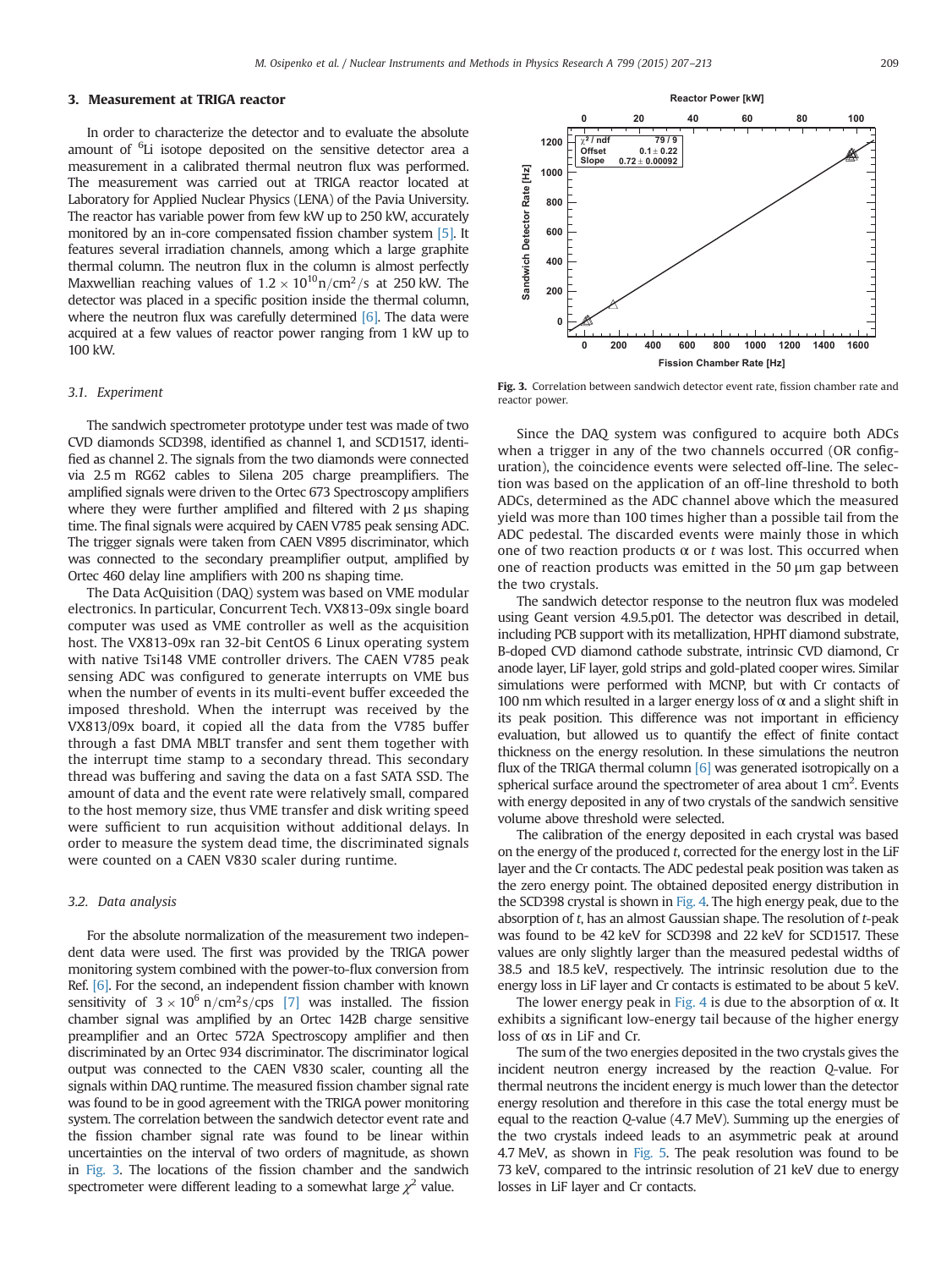## 3. Measurement at TRIGA reactor

In order to characterize the detector and to evaluate the absolute amount of $^{6}$Li isotope deposited on the sensitive detector area a measurement in a calibrated thermal neutron flux was performed. The measurement was carried out at TRIGA reactor located at Laboratory for Applied Nuclear Physics (LENA) of the Pavia University. The reactor has variable power from few kW up to 250 kW, accurately monitored by an in-core compensated fission chamber system [5]. It features several irradiation channels, among which a large graphite thermal column. The neutron flux in the column is almost perfectly Maxwellian reaching values of $1.2 \times 10^{10}$ n/cm$^2$/s at 250 kW. The detector was placed in a specific position inside the thermal column, where the neutron flux was carefully determined [6]. The data were acquired at a few values of reactor power ranging from 1 kW up to 100 kW.

### 3.1. Experiment

The sandwich spectrometer prototype under test was made of two CVD diamonds SCD398, identified as channel 1, and SCD1517, identified as channel 2. The signals from the two diamonds were connected via 2.5 m RG62 cables to Silena 205 charge preamplifiers. The amplified signals were driven to the Ortec 673 Spectroscopy amplifiers where they were further amplified and filtered with 2 μs shaping time. The final signals were acquired by CAEN V785 peak sensing ADC. The trigger signals were taken from CAEN V895 discriminator, which was connected to the secondary preamplifier output, amplified by Ortec 460 delay line amplifiers with 200 ns shaping time.

The Data AcQuisition (DAQ) system was based on VME modular electronics. In particular, Concurrent Tech. VX813-09x single board computer was used as VME controller as well as the acquisition host. The VX813-09x ran 32-bit CentOS 6 Linux operating system with native Tsi148 VME controller drivers. The CAEN V785 peak sensing ADC was configured to generate interrupts on VME bus when the number of events in its multi-event buffer exceeded the imposed threshold. When the interrupt was received by the VX813/09x board, it copied all the data from the V785 buffer through a fast DMA MBLT transfer and sent them together with the interrupt time stamp to a secondary thread. This secondary thread was buffering and saving the data on a fast SATA SSD. The amount of data and the event rate were relatively small, compared to the host memory size, thus VME transfer and disk writing speed were sufficient to run acquisition without additional delays. In order to measure the system dead time, the discriminated signals were counted on a CAEN V830 scaler during runtime.

### 3.2. Data analysis

For the absolute normalization of the measurement two independent data were used. The first was provided by the TRIGA power monitoring system combined with the power-to-flux conversion from Ref. [6]. For the second, an independent fission chamber with known sensitivity of $3 \times 10^{6}$ n/cm$^2$s/cps [7] was installed. The fission chamber signal was amplified by an Ortec 142B charge sensitive preamplifier and an Ortec 572A Spectroscopy amplifier and then discriminated by an Ortec 934 discriminator. The discriminator logical output was connected to the CAEN V830 scaler, counting all the signals within DAQ runtime. The measured fission chamber signal rate was found to be in good agreement with the TRIGA power monitoring system. The correlation between the sandwich detector event rate and the fission chamber signal rate was found to be linear within uncertainties on the interval of two orders of magnitude, as shown in Fig. 3. The locations of the fission chamber and the sandwich spectrometer were different leading to a somewhat large $\chi^2$ value.

Fig. 3. Correlation between sandwich detector event rate, fission chamber rate and reactor power.

Since the DAQ system was configured to acquire both ADCs when a trigger in any of the two channels occurred (OR configuration), the coincidence events were selected off-line. The selection was based on the application of an off-line threshold to both ADCs, determined as the ADC channel above which the measured yield was more than 100 times higher than a possible tail from the ADC pedestal. The discarded events were mainly those in which one of two reaction products α or $t$ was lost. This occurred when one of reaction products was emitted in the 50 μm gap between the two crystals.

The sandwich detector response to the neutron flux was modeled using Geant version 4.9.5.p01. The detector was described in detail, including PCB support with its metallization, HPHT diamond substrate, B-doped CVD diamond cathode substrate, intrinsic CVD diamond, Cr anode layer, LiF layer, gold strips and gold-plated cooper wires. Similar simulations were performed with MCNP, but with Cr contacts of 100 nm which resulted in a larger energy loss of α and a slight shift in its peak position. This difference was not important in efficiency evaluation, but allowed us to quantify the effect of finite contact thickness on the energy resolution. In these simulations the neutron flux of the TRIGA thermal column [6] was generated isotropically on a spherical surface around the spectrometer of area about 1 cm$^2$. Events with energy deposited in any of two crystals of the sandwich sensitive volume above threshold were selected.

The calibration of the energy deposited in each crystal was based on the energy of the produced $t$, corrected for the energy lost in the LiF layer and the Cr contacts. The ADC pedestal peak position was taken as the zero energy point. The obtained deposited energy distribution in the SCD398 crystal is shown in Fig. 4. The high energy peak, due to the absorption of $t$, has an almost Gaussian shape. The resolution of $t$-peak was found to be 42 keV for SCD398 and 22 keV for SCD1517. These values are only slightly larger than the measured pedestal widths of 38.5 and 18.5 keV, respectively. The intrinsic resolution due to the energy loss in LiF layer and Cr contacts is estimated to be about 5 keV.

The lower energy peak in Fig. 4 is due to the absorption of α. It exhibits a significant low-energy tail because of the higher energy loss of αs in LiF and Cr.

The sum of the two energies deposited in the two crystals gives the incident neutron energy increased by the reaction $Q$-value. For thermal neutrons the incident energy is much lower than the detector energy resolution and therefore in this case the total energy must be equal to the reaction $Q$-value (4.7 MeV). Summing up the energies of the two crystals indeed leads to an asymmetric peak at around 4.7 MeV, as shown in Fig. 5. The peak resolution was found to be 73 keV, compared to the intrinsic resolution of 21 keV due to energy losses in LiF layer and Cr contacts.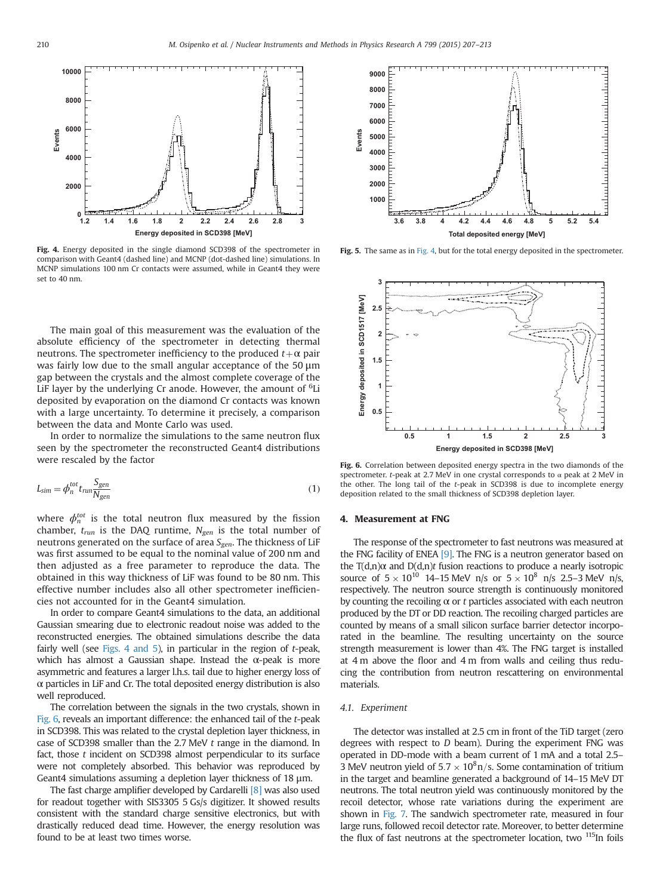Fig. 4. Energy deposited in the single diamond SCD398 of the spectrometer in comparison with Geant4 (dashed line) and MCNP (dot-dashed line) simulations. In MCNP simulations 100 nm Cr contacts were assumed, while in Geant4 they were set to 40 nm.

Fig. 5. The same as in Fig. 4, but for the total energy deposited in the spectrometer.

The main goal of this measurement was the evaluation of the absolute efficiency of the spectrometer in detecting thermal neutrons. The spectrometer inefficiency to the produced $t+\alpha$ pair was fairly low due to the small angular acceptance of the 50 μm gap between the crystals and the almost complete coverage of the LiF layer by the underlying Cr anode. However, the amount of $^{6}$Li deposited by evaporation on the diamond Cr contacts was known with a large uncertainty. To determine it precisely, a comparison between the data and Monte Carlo was used.

In order to normalize the simulations to the same neutron flux seen by the spectrometer the reconstructed Geant4 distributions were rescaled by the factor

$$L_{sim} = \phi_n^{tot} t_{run} \frac{S_{gen}}{N_{gen}} \tag{1}$$

where $\phi_n^{tot}$ is the total neutron flux measured by the fission chamber, $t_{run}$ is the DAQ runtime, $N_{gen}$ is the total number of neutrons generated on the surface of area $S_{gen}$. The thickness of LiF was first assumed to be equal to the nominal value of 200 nm and then adjusted as a free parameter to reproduce the data. The obtained in this way thickness of LiF was found to be 80 nm. This effective number includes also all other spectrometer inefficiencies not accounted for in the Geant4 simulation.

In order to compare Geant4 simulations to the data, an additional Gaussian smearing due to electronic readout noise was added to the reconstructed energies. The obtained simulations describe the data fairly well (see Figs. 4 and 5), in particular in the region of $t$-peak, which has almost a Gaussian shape. Instead the α-peak is more asymmetric and features a larger l.h.s. tail due to higher energy loss of α particles in LiF and Cr. The total deposited energy distribution is also well reproduced.

The correlation between the signals in the two crystals, shown in Fig. 6, reveals an important difference: the enhanced tail of the $t$-peak in SCD398. This was related to the crystal depletion layer thickness, in case of SCD398 smaller than the 2.7 MeV $t$ range in the diamond. In fact, those $t$ incident on SCD398 almost perpendicular to its surface were not completely absorbed. This behavior was reproduced by Geant4 simulations assuming a depletion layer thickness of 18 μm.

The fast charge amplifier developed by Cardarelli [8] was also used for readout together with SIS3305 5 Gs/s digitizer. It showed results consistent with the standard charge sensitive electronics, but with drastically reduced dead time. However, the energy resolution was found to be at least two times worse.

Fig. 6. Correlation between deposited energy spectra in the two diamonds of the spectrometer. $t$-peak at 2.7 MeV in one crystal corresponds to α peak at 2 MeV in the other. The long tail of the $t$-peak in SCD398 is due to incomplete energy deposition related to the small thickness of SCD398 depletion layer.

## 4. Measurement at FNG

The response of the spectrometer to fast neutrons was measured at the FNG facility of ENEA [9]. The FNG is a neutron generator based on the T(d,n)α and D(d,n)t fusion reactions to produce a nearly isotropic source of $5\times10^{10}$ 14–15 MeV n/s or $5\times10^{8}$ n/s 2.5–3 MeV n/s, respectively. The neutron source strength is continuously monitored by counting the recoiling α or $t$ particles associated with each neutron produced by the DT or DD reaction. The recoiling charged particles are counted by means of a small silicon surface barrier detector incorporated in the beamline. The resulting uncertainty on the source strength measurement is lower than 4%. The FNG target is installed at 4 m above the floor and 4 m from walls and ceiling thus reducing the contribution from neutron rescattering on environmental materials.

### 4.1. Experiment

The detector was installed at 2.5 cm in front of the TiD target (zero degrees with respect to $D$ beam). During the experiment FNG was operated in DD-mode with a beam current of 1 mA and a total 2.5–3 MeV neutron yield of $5.7\times10^{8}$ n/s. Some contamination of tritium in the target and beamline generated a background of 14–15 MeV DT neutrons. The total neutron yield was continuously monitored by the recoil detector, whose rate variations during the experiment are shown in Fig. 7. The sandwich spectrometer rate, measured in four large runs, followed recoil detector rate. Moreover, to better determine the flux of fast neutrons at the spectrometer location, two $^{115}$In foils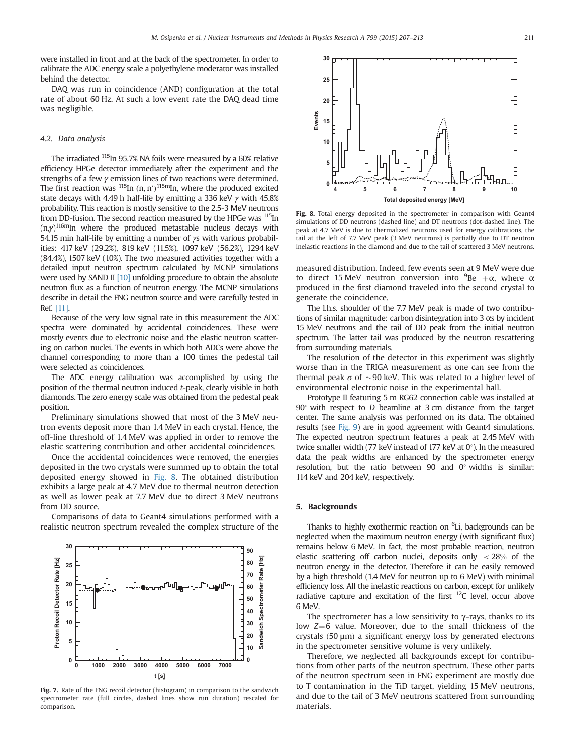were installed in front and at the back of the spectrometer. In order to calibrate the ADC energy scale a polyethylene moderator was installed behind the detector.

DAQ was run in coincidence (AND) configuration at the total rate of about 60 Hz. At such a low event rate the DAQ dead time was negligible.

### 4.2. Data analysis

The irradiated $^{115}$In 95.7% NA foils were measured by a 60% relative efficiency HPGe detector immediately after the experiment and the strengths of a few $\gamma$ emission lines of two reactions were determined. The first reaction was $^{115}$In $(n,n')^{115m}$In, where the produced excited state decays with 4.49 h half-life by emitting a 336 keV $\gamma$ with 45.8% probability. This reaction is mostly sensitive to the 2.5-3 MeV neutrons from DD-fusion. The second reaction measured by the HPGe was $^{115}$In $(n,\gamma)^{116m}$In where the produced metastable nucleus decays with 54.15 min half-life by emitting a number of $\gamma$s with various probabilities: 417 keV (29.2%), 819 keV (11.5%), 1097 keV (56.2%), 1294 keV (84.4%), 1507 keV (10%). The two measured activities together with a detailed input neutron spectrum calculated by MCNP simulations were used by SAND II [10] unfolding procedure to obtain the absolute neutron flux as a function of neutron energy. The MCNP simulations describe in detail the FNG neutron source and were carefully tested in Ref. [11].

Because of the very low signal rate in this measurement the ADC spectra were dominated by accidental coincidences. These were mostly events due to electronic noise and the elastic neutron scattering on carbon nuclei. The events in which both ADCs were above the channel corresponding to more than a 100 times the pedestal tail were selected as coincidences.

The ADC energy calibration was accomplished by using the position of the thermal neutron induced *t*-peak, clearly visible in both diamonds. The zero energy scale was obtained from the pedestal peak position.

Preliminary simulations showed that most of the 3 MeV neutron events deposit more than 1.4 MeV in each crystal. Hence, the off-line threshold of 1.4 MeV was applied in order to remove the elastic scattering contribution and other accidental coincidences.

Once the accidental coincidences were removed, the energies deposited in the two crystals were summed up to obtain the total deposited energy showed in Fig. 8. The obtained distribution exhibits a large peak at 4.7 MeV due to thermal neutron detection as well as lower peak at 7.7 MeV due to direct 3 MeV neutrons from DD source.

Comparisons of data to Geant4 simulations performed with a realistic neutron spectrum revealed the complex structure of the measured distribution. Indeed, few events seen at 9 MeV were due to direct 15 MeV neutron conversion into $^9$Be $+\alpha$, where $\alpha$ produced in the first diamond traveled into the second crystal to generate the coincidence.

Fig. 7. Rate of the FNG recoil detector (histogram) in comparison to the sandwich spectrometer rate (full circles, dashed lines show run duration) rescaled for comparison.

Fig. 8. Total energy deposited in the spectrometer in comparison with Geant4 simulations of DD neutrons (dashed line) and DT neutrons (dot-dashed line). The peak at 4.7 MeV is due to thermalized neutrons used for energy calibrations, the tail at the left of 7.7 MeV peak (3 MeV neutrons) is partially due to DT neutron inelastic reactions in the diamond and due to the tail of scattered 3 MeV neutrons.

The l.h.s. shoulder of the 7.7 MeV peak is made of two contributions of similar magnitude: carbon disintegration into 3 $\alpha$s by incident 15 MeV neutrons and the tail of DD peak from the initial neutron spectrum. The latter tail was produced by the neutron rescattering from surrounding materials.

The resolution of the detector in this experiment was slightly worse than in the TRIGA measurement as one can see from the thermal peak $\sigma$ of $\sim$90 keV. This was related to a higher level of environmental electronic noise in the experimental hall.

Prototype II featuring 5 m RG62 connection cable was installed at 90° with respect to *D* beamline at 3 cm distance from the target center. The same analysis was performed on its data. The obtained results (see Fig. 9) are in good agreement with Geant4 simulations. The expected neutron spectrum features a peak at 2.45 MeV with twice smaller width (77 keV instead of 177 keV at 0°). In the measured data the peak widths are enhanced by the spectrometer energy resolution, but the ratio between 90 and 0° widths is similar: 114 keV and 204 keV, respectively.

## 5. Backgrounds

Thanks to highly exothermic reaction on $^6$Li, backgrounds can be neglected when the maximum neutron energy (with significant flux) remains below 6 MeV. In fact, the most probable reaction, neutron elastic scattering off carbon nuclei, deposits only $<28\%$ of the neutron energy in the detector. Therefore it can be easily removed by a high threshold (1.4 MeV for neutron up to 6 MeV) with minimal efficiency loss. All the inelastic reactions on carbon, except for unlikely radiative capture and excitation of the first $^{12}$C level, occur above 6 MeV.

The spectrometer has a low sensitivity to $\gamma$-rays, thanks to its low $Z=6$ value. Moreover, due to the small thickness of the crystals (50 μm) a significant energy loss by generated electrons in the spectrometer sensitive volume is very unlikely.

Therefore, we neglected all backgrounds except for contributions from other parts of the neutron spectrum. These other parts of the neutron spectrum seen in FNG experiment are mostly due to T contamination in the TiD target, yielding 15 MeV neutrons, and due to the tail of 3 MeV neutrons scattered from surrounding materials.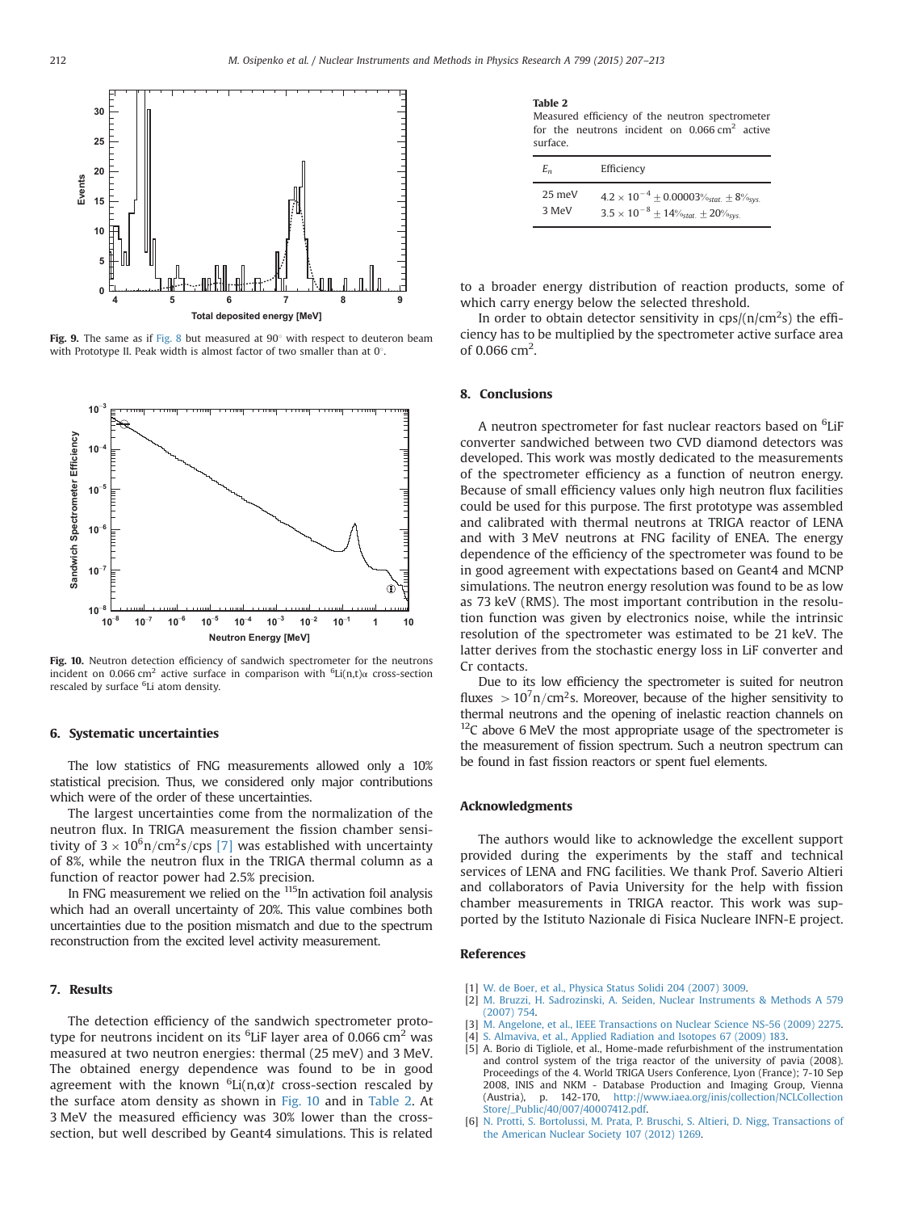Fig. 9. The same as if Fig. 8 but measured at 90° with respect to deuteron beam with Prototype II. Peak width is almost factor of two smaller than at 0°.

Fig. 10. Neutron detection efficiency of sandwich spectrometer for the neutrons incident on 0.066 $cm^2$ active surface in comparison with $^6$Li(n,t)α cross-section rescaled by surface $^6$Li atom density.

## 6. Systematic uncertainties

The low statistics of FNG measurements allowed only a 10% statistical precision. Thus, we considered only major contributions which were of the order of these uncertainties.

The largest uncertainties come from the normalization of the neutron flux. In TRIGA measurement the fission chamber sensitivity of $3 \times 10^6 n/cm^2 s/cps$ [7] was established with uncertainty of 8%, while the neutron flux in the TRIGA thermal column as a function of reactor power had 2.5% precision.

In FNG measurement we relied on the $^{115}$In activation foil analysis which had an overall uncertainty of 20%. This value combines both uncertainties due to the position mismatch and due to the spectrum reconstruction from the excited level activity measurement.

## 7. Results

The detection efficiency of the sandwich spectrometer prototype for neutrons incident on its $^6$LiF layer area of 0.066 $cm^2$ was measured at two neutron energies: thermal (25 meV) and 3 MeV. The obtained energy dependence was found to be in good agreement with the known $^6$Li(n,α)$t$ cross-section rescaled by the surface atom density as shown in Fig. 10 and in Table 2. At 3 MeV the measured efficiency was 30% lower than the cross-section, but well described by Geant4 simulations. This is related

**Table 2**
Measured efficiency of the neutron spectrometer for the neutrons incident on 0.066 $cm^2$ active surface.

| $E_n$ | Efficiency |
|---|---|
| 25 meV | $4.2 \times 10^{-4} \pm 0.00003\%_{stat.} \pm 8\%_{sys.}$ |
| 3 MeV | $3.5 \times 10^{-8} \pm 14\%_{stat.} \pm 20\%_{sys.}$ |

to a broader energy distribution of reaction products, some of which carry energy below the selected threshold.

In order to obtain detector sensitivity in cps/($n/cm^2$s) the efficiency has to be multiplied by the spectrometer active surface area of 0.066 $cm^2$.

## 8. Conclusions

A neutron spectrometer for fast nuclear reactors based on $^6$LiF converter sandwiched between two CVD diamond detectors was developed. This work was mostly dedicated to the measurements of the spectrometer efficiency as a function of neutron energy. Because of small efficiency values only high neutron flux facilities could be used for this purpose. The first prototype was assembled and calibrated with thermal neutrons at TRIGA reactor of LENA and with 3 MeV neutrons at FNG facility of ENEA. The energy dependence of the efficiency of the spectrometer was found to be in good agreement with expectations based on Geant4 and MCNP simulations. The neutron energy resolution was found to be as low as 73 keV (RMS). The most important contribution in the resolution function was given by electronics noise, while the intrinsic resolution of the spectrometer was estimated to be 21 keV. The latter derives from the stochastic energy loss in LiF converter and Cr contacts.

Due to its low efficiency the spectrometer is suited for neutron fluxes $> 10^7 n/cm^2 s$. Moreover, because of the higher sensitivity to thermal neutrons and the opening of inelastic reaction channels on $^{12}$C above 6 MeV the most appropriate usage of the spectrometer is the measurement of fission spectrum. Such a neutron spectrum can be found in fast fission reactors or spent fuel elements.

## Acknowledgments

The authors would like to acknowledge the excellent support provided during the experiments by the staff and technical services of LENA and FNG facilities. We thank Prof. Saverio Altieri and collaborators of Pavia University for the help with fission chamber measurements in TRIGA reactor. This work was supported by the Istituto Nazionale di Fisica Nucleare INFN-E project.

## References

[1] W. de Boer, et al., Physica Status Solidi 204 (2007) 3009.
[2] M. Bruzzi, H. Sadrozinski, A. Seiden, Nuclear Instruments & Methods A 579 (2007) 754.
[3] M. Angelone, et al., IEEE Transactions on Nuclear Science NS-56 (2009) 2275.
[4] S. Almaviva, et al., Applied Radiation and Isotopes 67 (2009) 183.
[5] A. Borio di Tigliole, et al., Home-made refurbishment of the instrumentation and control system of the triga reactor of the university of pavia (2008). Proceedings of the 4. World TRIGA Users Conference, Lyon (France); 7-10 Sep 2008, INIS and NKM - Database Production and Imaging Group, Vienna (Austria), p. 142-170, http://www.iaea.org/inis/collection/NCLCollectionStore/_Public/40/007/40007412.pdf.
[6] N. Protti, S. Bortolussi, M. Prata, P. Bruschi, S. Altieri, D. Nigg, Transactions of the American Nuclear Society 107 (2012) 1269.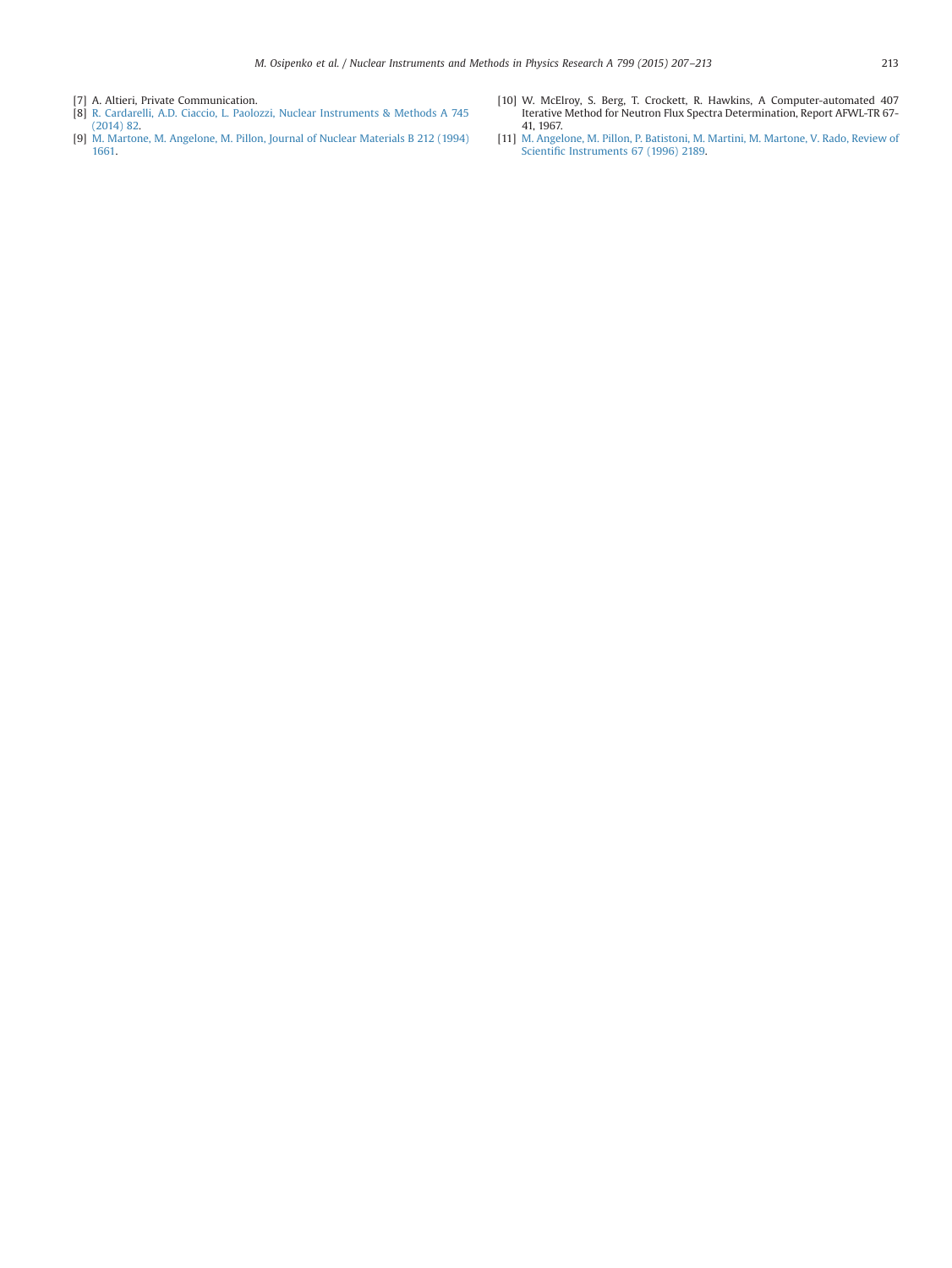[7] A. Altieri, Private Communication.

[8] R. Cardarelli, A.D. Ciaccio, L. Paolozzi, Nuclear Instruments & Methods A 745 (2014) 82.

[9] M. Martone, M. Angelone, M. Pillon, Journal of Nuclear Materials B 212 (1994) 1661.

[10] W. McElroy, S. Berg, T. Crockett, R. Hawkins, A Computer-automated 407 Iterative Method for Neutron Flux Spectra Determination, Report AFWL-TR 67-41, 1967.

[11] M. Angelone, M. Pillon, P. Batistoni, M. Martini, M. Martone, V. Rado, Review of Scientific Instruments 67 (1996) 2189.